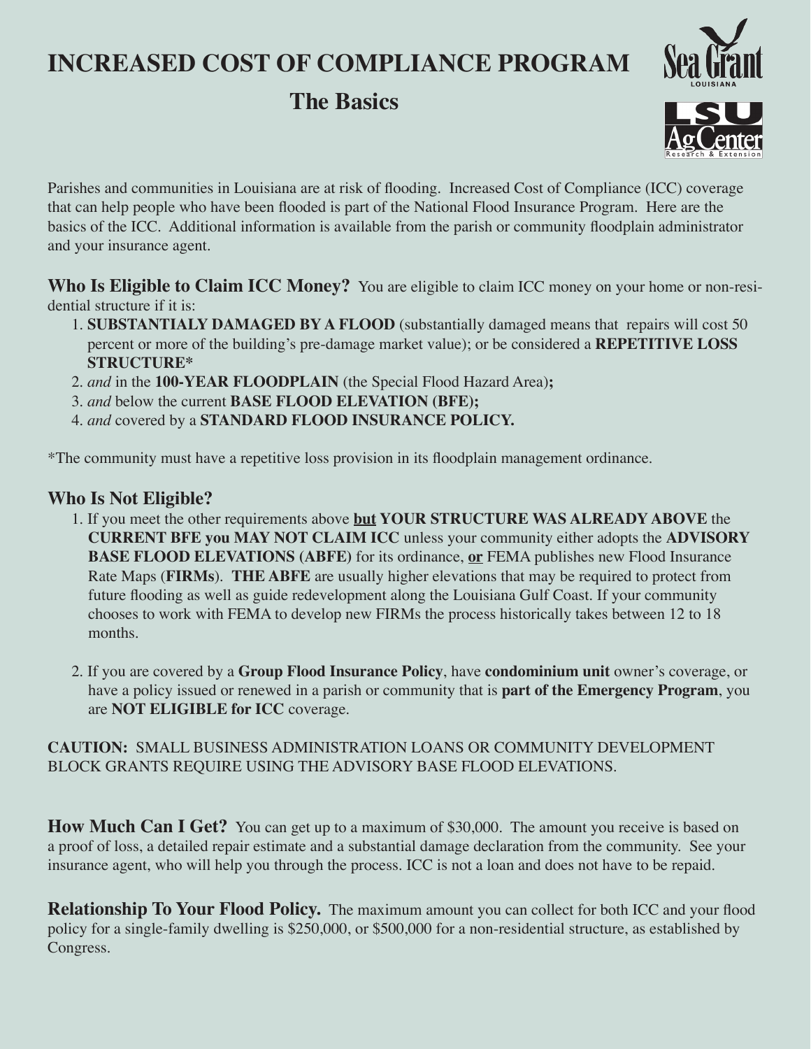# INCREASED COST OF COMPLIANCE PROGRAM

## The Basics

Parishes and communities in Louisiana are at risk of flooding. Increased Cost of Compliance (ICC) coverage that can help people who have been flooded is part of the National Flood Insurance Program. Here are the basics of the ICC. Additional information is available from the parish or community floodplain administrator and your insurance agent.

**Who Is Eligible to Claim ICC Money?** You are eligible to claim ICC money on your home or non-residential structure if it is:

1. **SUBSTANTIALY DAMAGED BY A FLOOD** (substantially damaged means that repairs will cost 50 percent or more of the building's pre-damage market value); or be considered a **REPETITIVE LOSS STRUCTURE***
2. *and* in the **100-YEAR FLOODPLAIN** (the Special Flood Hazard Area)**;**
3. *and* below the current **BASE FLOOD ELEVATION (BFE);**
4. *and* covered by a **STANDARD FLOOD INSURANCE POLICY.**

*The community must have a repetitive loss provision in its floodplain management ordinance.

### Who Is Not Eligible?

1. If you meet the other requirements above **but YOUR STRUCTURE WAS ALREADY ABOVE** the **CURRENT BFE you MAY NOT CLAIM ICC** unless your community either adopts the **ADVISORY BASE FLOOD ELEVATIONS (ABFE)** for its ordinance, **or** FEMA publishes new Flood Insurance Rate Maps (**FIRMs**). **THE ABFE** are usually higher elevations that may be required to protect from future flooding as well as guide redevelopment along the Louisiana Gulf Coast. If your community chooses to work with FEMA to develop new FIRMs the process historically takes between 12 to 18 months.

2. If you are covered by a **Group Flood Insurance Policy**, have **condominium unit** owner's coverage, or have a policy issued or renewed in a parish or community that is **part of the Emergency Program**, you are **NOT ELIGIBLE for ICC** coverage.

**CAUTION:** SMALL BUSINESS ADMINISTRATION LOANS OR COMMUNITY DEVELOPMENT BLOCK GRANTS REQUIRE USING THE ADVISORY BASE FLOOD ELEVATIONS.

**How Much Can I Get?** You can get up to a maximum of $30,000. The amount you receive is based on a proof of loss, a detailed repair estimate and a substantial damage declaration from the community. See your insurance agent, who will help you through the process. ICC is not a loan and does not have to be repaid.

**Relationship To Your Flood Policy.** The maximum amount you can collect for both ICC and your flood policy for a single-family dwelling is $250,000, or $500,000 for a non-residential structure, as established by Congress.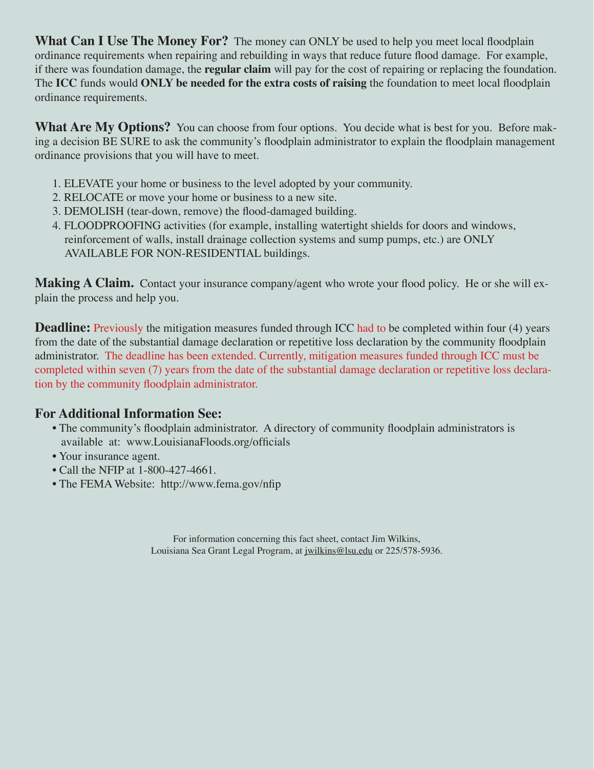**What Can I Use The Money For?** The money can ONLY be used to help you meet local floodplain ordinance requirements when repairing and rebuilding in ways that reduce future flood damage. For example, if there was foundation damage, the **regular claim** will pay for the cost of repairing or replacing the foundation. The **ICC** funds would **ONLY be needed for the extra costs of raising** the foundation to meet local floodplain ordinance requirements.

**What Are My Options?** You can choose from four options. You decide what is best for you. Before making a decision BE SURE to ask the community's floodplain administrator to explain the floodplain management ordinance provisions that you will have to meet.

1. ELEVATE your home or business to the level adopted by your community.
2. RELOCATE or move your home or business to a new site.
3. DEMOLISH (tear-down, remove) the flood-damaged building.
4. FLOODPROOFING activities (for example, installing watertight shields for doors and windows, reinforcement of walls, install drainage collection systems and sump pumps, etc.) are ONLY AVAILABLE FOR NON-RESIDENTIAL buildings.

**Making A Claim.** Contact your insurance company/agent who wrote your flood policy. He or she will explain the process and help you.

**Deadline:** Previously the mitigation measures funded through ICC had to be completed within four (4) years from the date of the substantial damage declaration or repetitive loss declaration by the community floodplain administrator. The deadline has been extended. Currently, mitigation measures funded through ICC must be completed within seven (7) years from the date of the substantial damage declaration or repetitive loss declaration by the community floodplain administrator.

**For Additional Information See:**

- The community's floodplain administrator. A directory of community floodplain administrators is available at: www.LouisianaFloods.org/officials
- Your insurance agent.
- Call the NFIP at 1-800-427-4661.
- The FEMA Website: http://www.fema.gov/nfip

For information concerning this fact sheet, contact Jim Wilkins, Louisiana Sea Grant Legal Program, at jwilkins@lsu.edu or 225/578-5936.